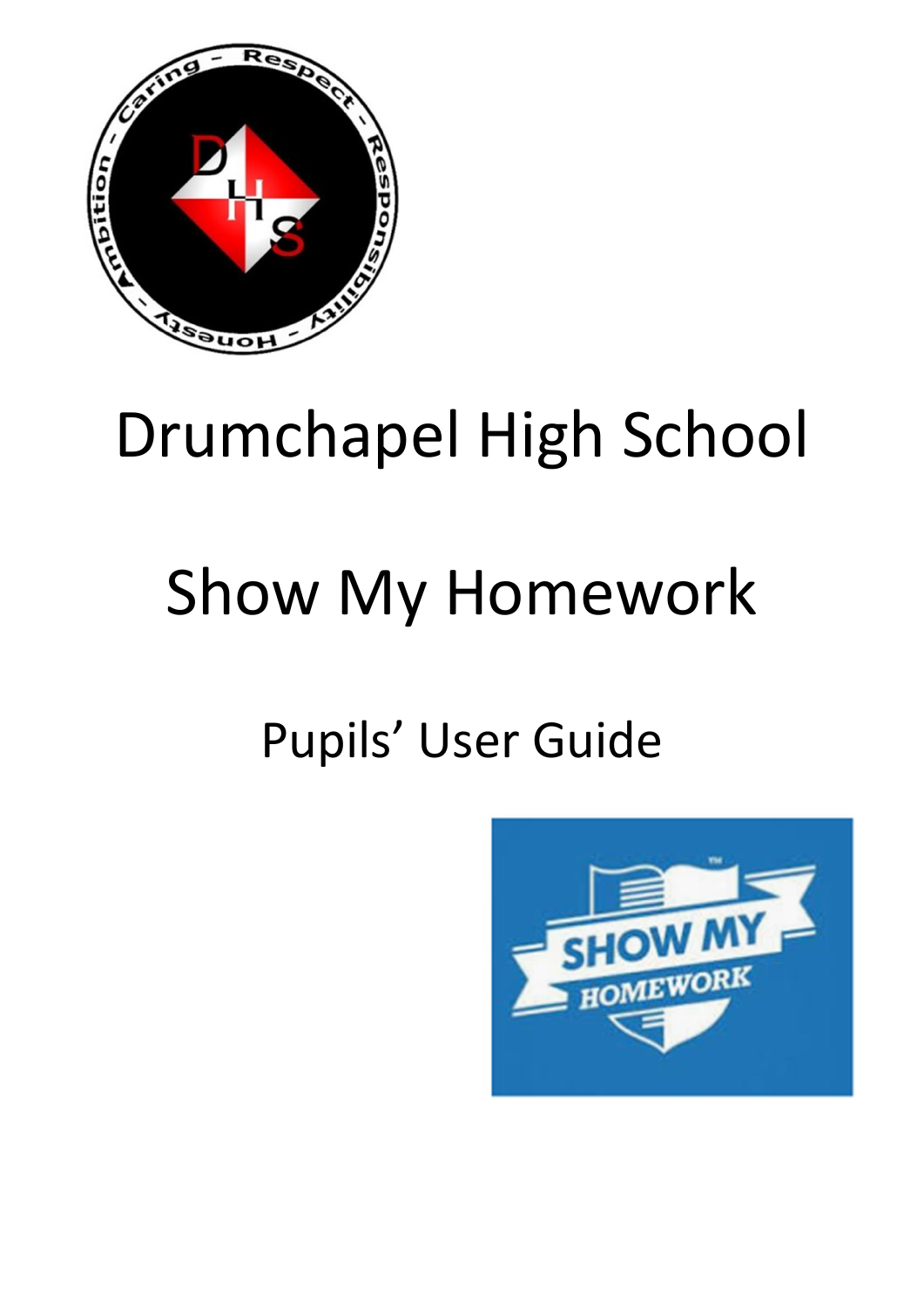# Drumchapel High School

# Show My Homework

## Pupils' User Guide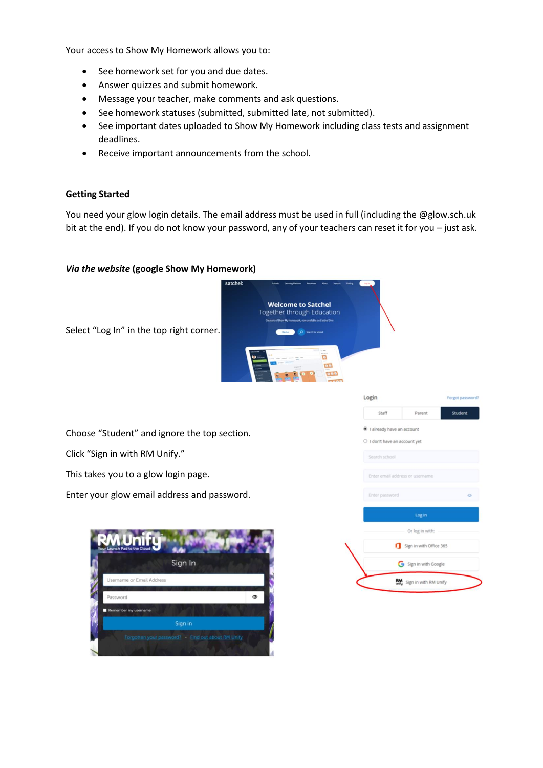Your access to Show My Homework allows you to:

- See homework set for you and due dates.
- Answer quizzes and submit homework.
- Message your teacher, make comments and ask questions.
- See homework statuses (submitted, submitted late, not submitted).
- See important dates uploaded to Show My Homework including class tests and assignment deadlines.
- Receive important announcements from the school.

**Getting Started**

You need your glow login details. The email address must be used in full (including the @glow.sch.uk bit at the end). If you do not know your password, any of your teachers can reset it for you – just ask.

***Via the website*** **(google Show My Homework)**

Select “Log In” in the top right corner.

Choose “Student” and ignore the top section.

Click “Sign in with RM Unify.”

This takes you to a glow login page.

Enter your glow email address and password.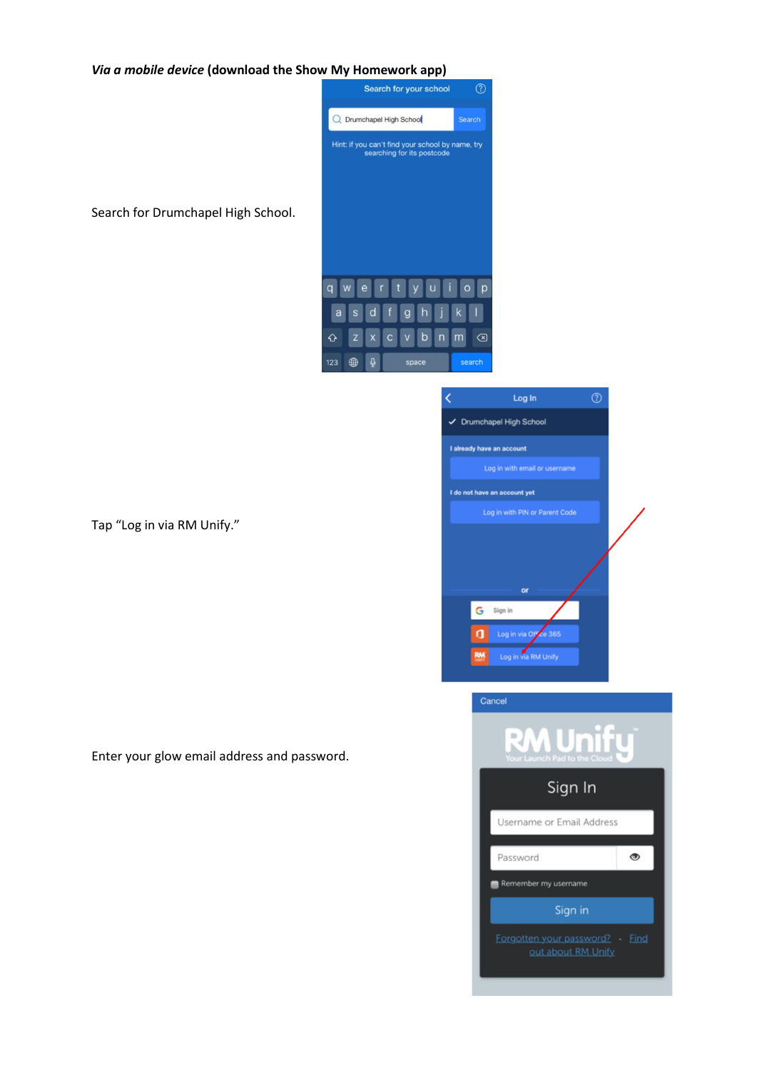***Via a mobile device*** **(download the Show My Homework app)**

Search for Drumchapel High School.

Tap "Log in via RM Unify."

Enter your glow email address and password.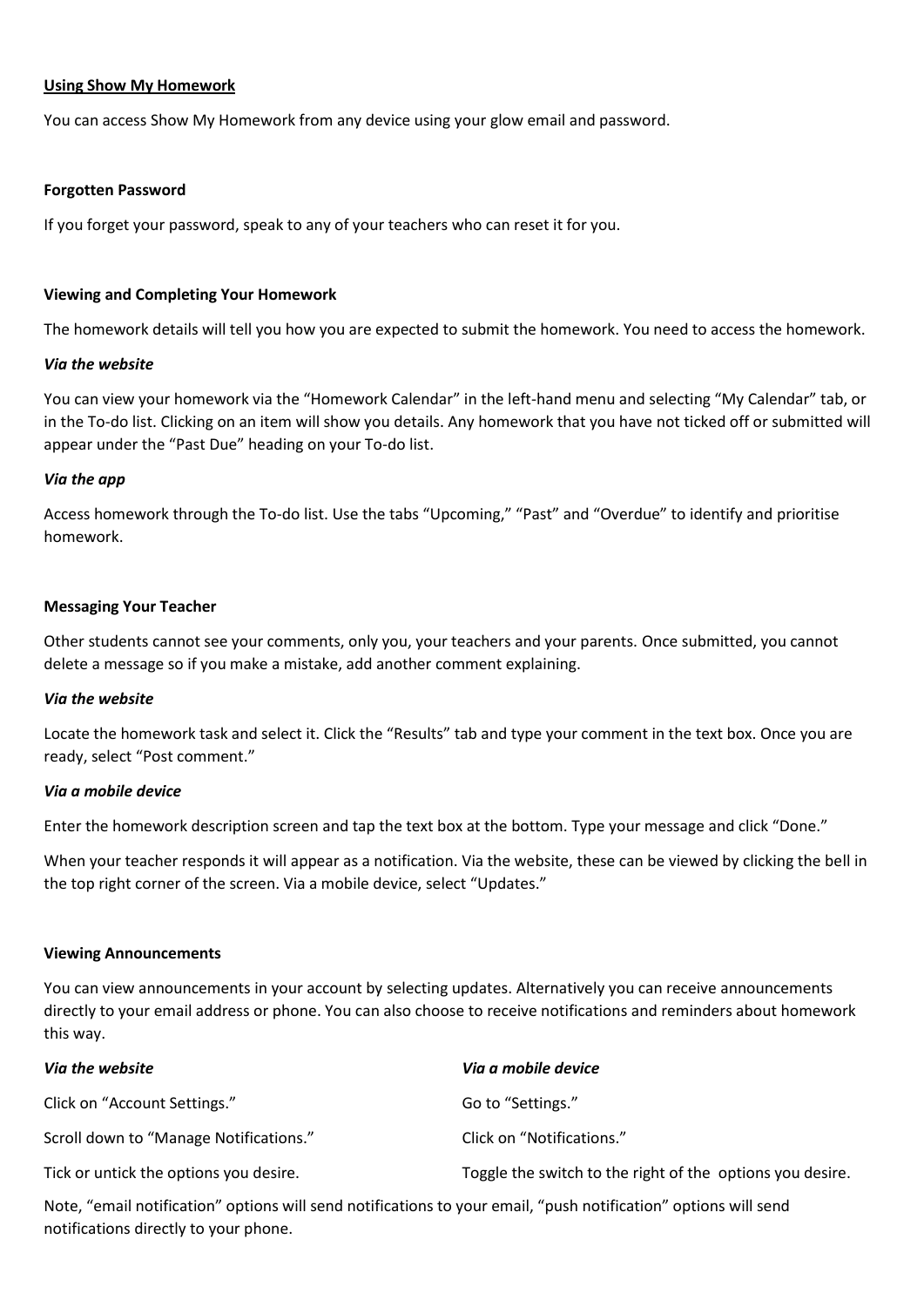## Using Show My Homework

You can access Show My Homework from any device using your glow email and password.

### Forgotten Password

If you forget your password, speak to any of your teachers who can reset it for you.

### Viewing and Completing Your Homework

The homework details will tell you how you are expected to submit the homework. You need to access the homework.

***Via the website***

You can view your homework via the "Homework Calendar" in the left-hand menu and selecting "My Calendar" tab, or in the To-do list. Clicking on an item will show you details. Any homework that you have not ticked off or submitted will appear under the "Past Due" heading on your To-do list.

***Via the app***

Access homework through the To-do list. Use the tabs "Upcoming," "Past" and "Overdue" to identify and prioritise homework.

### Messaging Your Teacher

Other students cannot see your comments, only you, your teachers and your parents. Once submitted, you cannot delete a message so if you make a mistake, add another comment explaining.

***Via the website***

Locate the homework task and select it. Click the "Results" tab and type your comment in the text box. Once you are ready, select "Post comment."

***Via a mobile device***

Enter the homework description screen and tap the text box at the bottom. Type your message and click "Done."

When your teacher responds it will appear as a notification. Via the website, these can be viewed by clicking the bell in the top right corner of the screen. Via a mobile device, select "Updates."

### Viewing Announcements

You can view announcements in your account by selecting updates. Alternatively you can receive announcements directly to your email address or phone. You can also choose to receive notifications and reminders about homework this way.

| ***Via the website*** | ***Via a mobile device*** |
|---|---|
| Click on "Account Settings." | Go to "Settings." |
| Scroll down to "Manage Notifications." | Click on "Notifications." |
| Tick or untick the options you desire. | Toggle the switch to the right of the options you desire. |

Note, "email notification" options will send notifications to your email, "push notification" options will send notifications directly to your phone.